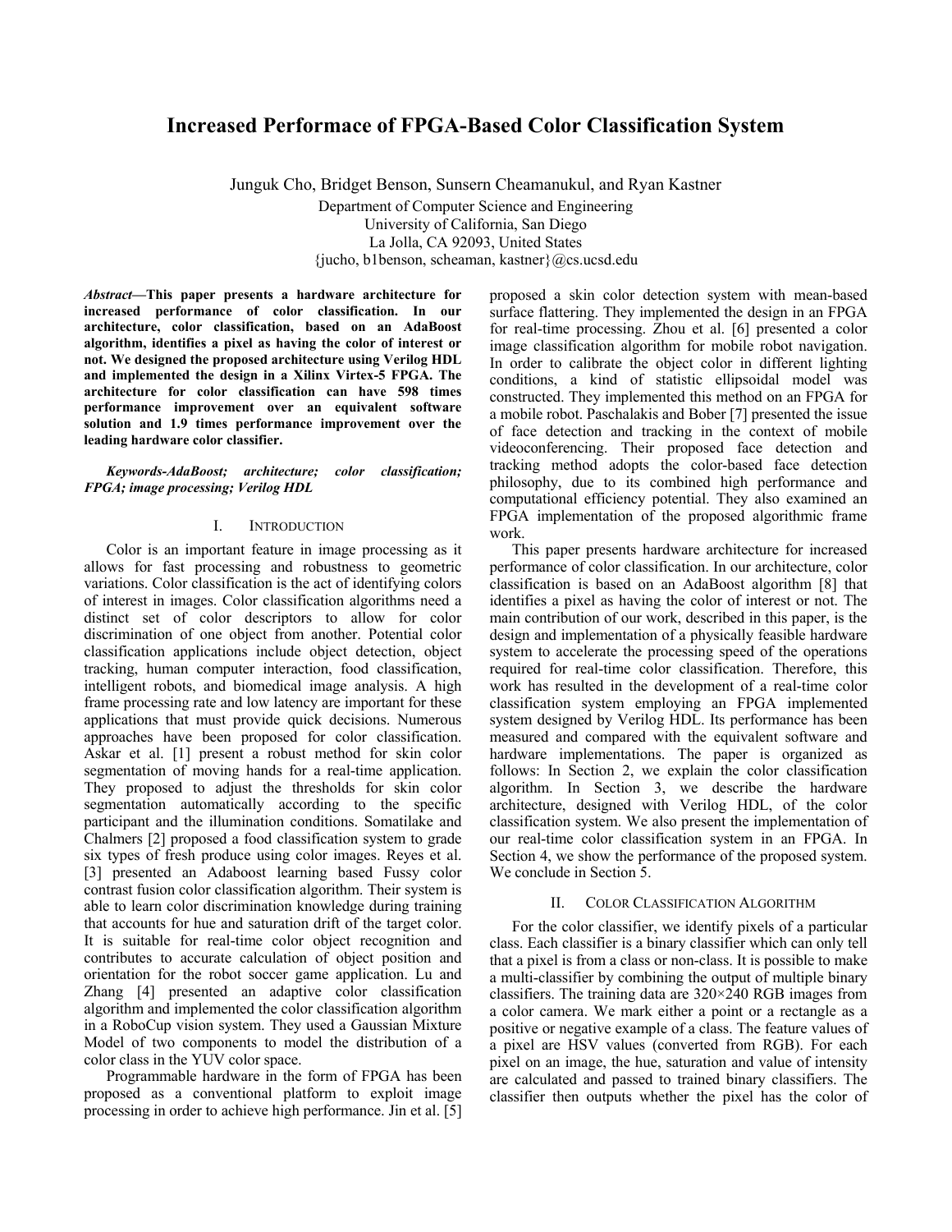# Increased Performace of FPGA-Based Color Classification System

Junguk Cho, Bridget Benson, Sunsern Cheamanukul, and Ryan Kastner

Department of Computer Science and Engineering
University of California, San Diego
La Jolla, CA 92093, United States
{jucho, b1benson, scheaman, kastner}@cs.ucsd.edu

***Abstract*—This paper presents a hardware architecture for increased performance of color classification. In our architecture, color classification, based on an AdaBoost algorithm, identifies a pixel as having the color of interest or not. We designed the proposed architecture using Verilog HDL and implemented the design in a Xilinx Virtex-5 FPGA. The architecture for color classification can have 598 times performance improvement over an equivalent software solution and 1.9 times performance improvement over the leading hardware color classifier.**

***Keywords-AdaBoost; architecture; color classification; FPGA; image processing; Verilog HDL***

## I. Introduction

Color is an important feature in image processing as it allows for fast processing and robustness to geometric variations. Color classification is the act of identifying colors of interest in images. Color classification algorithms need a distinct set of color descriptors to allow for color discrimination of one object from another. Potential color classification applications include object detection, object tracking, human computer interaction, food classification, intelligent robots, and biomedical image analysis. A high frame processing rate and low latency are important for these applications that must provide quick decisions. Numerous approaches have been proposed for color classification. Askar et al. [1] present a robust method for skin color segmentation of moving hands for a real-time application. They proposed to adjust the thresholds for skin color segmentation automatically according to the specific participant and the illumination conditions. Somatilake and Chalmers [2] proposed a food classification system to grade six types of fresh produce using color images. Reyes et al. [3] presented an Adaboost learning based Fussy color contrast fusion color classification algorithm. Their system is able to learn color discrimination knowledge during training that accounts for hue and saturation drift of the target color. It is suitable for real-time color object recognition and contributes to accurate calculation of object position and orientation for the robot soccer game application. Lu and Zhang [4] presented an adaptive color classification algorithm and implemented the color classification algorithm in a RoboCup vision system. They used a Gaussian Mixture Model of two components to model the distribution of a color class in the YUV color space.

Programmable hardware in the form of FPGA has been proposed as a conventional platform to exploit image processing in order to achieve high performance. Jin et al. [5] proposed a skin color detection system with mean-based surface flattering. They implemented the design in an FPGA for real-time processing. Zhou et al. [6] presented a color image classification algorithm for mobile robot navigation. In order to calibrate the object color in different lighting conditions, a kind of statistic ellipsoidal model was constructed. They implemented this method on an FPGA for a mobile robot. Paschalakis and Bober [7] presented the issue of face detection and tracking in the context of mobile videoconferencing. Their proposed face detection and tracking method adopts the color-based face detection philosophy, due to its combined high performance and computational efficiency potential. They also examined an FPGA implementation of the proposed algorithmic frame work.

This paper presents hardware architecture for increased performance of color classification. In our architecture, color classification is based on an AdaBoost algorithm [8] that identifies a pixel as having the color of interest or not. The main contribution of our work, described in this paper, is the design and implementation of a physically feasible hardware system to accelerate the processing speed of the operations required for real-time color classification. Therefore, this work has resulted in the development of a real-time color classification system employing an FPGA implemented system designed by Verilog HDL. Its performance has been measured and compared with the equivalent software and hardware implementations. The paper is organized as follows: In Section 2, we explain the color classification algorithm. In Section 3, we describe the hardware architecture, designed with Verilog HDL, of the color classification system. We also present the implementation of our real-time color classification system in an FPGA. In Section 4, we show the performance of the proposed system. We conclude in Section 5.

## II. Color Classification Algorithm

For the color classifier, we identify pixels of a particular class. Each classifier is a binary classifier which can only tell that a pixel is from a class or non-class. It is possible to make a multi-classifier by combining the output of multiple binary classifiers. The training data are 320×240 RGB images from a color camera. We mark either a point or a rectangle as a positive or negative example of a class. The feature values of a pixel are HSV values (converted from RGB). For each pixel on an image, the hue, saturation and value of intensity are calculated and passed to trained binary classifiers. The classifier then outputs whether the pixel has the color of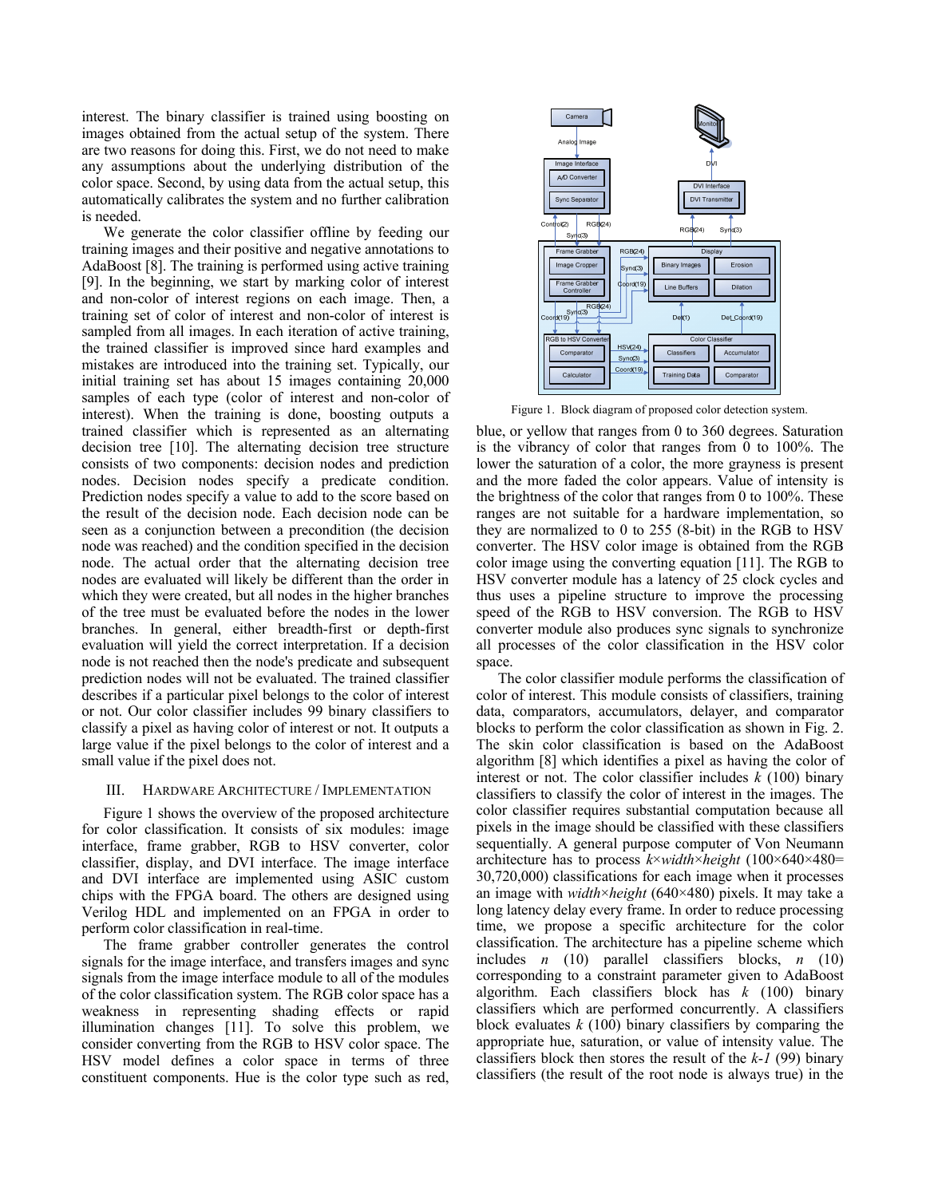interest. The binary classifier is trained using boosting on images obtained from the actual setup of the system. There are two reasons for doing this. First, we do not need to make any assumptions about the underlying distribution of the color space. Second, by using data from the actual setup, this automatically calibrates the system and no further calibration is needed.

We generate the color classifier offline by feeding our training images and their positive and negative annotations to AdaBoost [8]. The training is performed using active training [9]. In the beginning, we start by marking color of interest and non-color of interest regions on each image. Then, a training set of color of interest and non-color of interest is sampled from all images. In each iteration of active training, the trained classifier is improved since hard examples and mistakes are introduced into the training set. Typically, our initial training set has about 15 images containing 20,000 samples of each type (color of interest and non-color of interest). When the training is done, boosting outputs a trained classifier which is represented as an alternating decision tree [10]. The alternating decision tree structure consists of two components: decision nodes and prediction nodes. Decision nodes specify a predicate condition. Prediction nodes specify a value to add to the score based on the result of the decision node. Each decision node can be seen as a conjunction between a precondition (the decision node was reached) and the condition specified in the decision node. The actual order that the alternating decision tree nodes are evaluated will likely be different than the order in which they were created, but all nodes in the higher branches of the tree must be evaluated before the nodes in the lower branches. In general, either breadth-first or depth-first evaluation will yield the correct interpretation. If a decision node is not reached then the node's predicate and subsequent prediction nodes will not be evaluated. The trained classifier describes if a particular pixel belongs to the color of interest or not. Our color classifier includes 99 binary classifiers to classify a pixel as having color of interest or not. It outputs a large value if the pixel belongs to the color of interest and a small value if the pixel does not.

## III. Hardware Architecture / Implementation

Figure 1 shows the overview of the proposed architecture for color classification. It consists of six modules: image interface, frame grabber, RGB to HSV converter, color classifier, display, and DVI interface. The image interface and DVI interface are implemented using ASIC custom chips with the FPGA board. The others are designed using Verilog HDL and implemented on an FPGA in order to perform color classification in real-time.

The frame grabber controller generates the control signals for the image interface, and transfers images and sync signals from the image interface module to all of the modules of the color classification system. The RGB color space has a weakness in representing shading effects or rapid illumination changes [11]. To solve this problem, we consider converting from the RGB to HSV color space. The HSV model defines a color space in terms of three constituent components. Hue is the color type such as red, blue, or yellow that ranges from 0 to 360 degrees. Saturation is the vibrancy of color that ranges from 0 to 100%. The lower the saturation of a color, the more grayness is present and the more faded the color appears. Value of intensity is the brightness of the color that ranges from 0 to 100%. These ranges are not suitable for a hardware implementation, so they are normalized to 0 to 255 (8-bit) in the RGB to HSV converter. The HSV color image is obtained from the RGB color image using the converting equation [11]. The RGB to HSV converter module has a latency of 25 clock cycles and thus uses a pipeline structure to improve the processing speed of the RGB to HSV conversion. The RGB to HSV converter module also produces sync signals to synchronize all processes of the color classification in the HSV color space.

Figure 1. Block diagram of proposed color detection system.

The color classifier module performs the classification of color of interest. This module consists of classifiers, training data, comparators, accumulators, delayer, and comparator blocks to perform the color classification as shown in Fig. 2. The skin color classification is based on the AdaBoost algorithm [8] which identifies a pixel as having the color of interest or not. The color classifier includes $k$ (100) binary classifiers to classify the color of interest in the images. The color classifier requires substantial computation because all pixels in the image should be classified with these classifiers sequentially. A general purpose computer of Von Neumann architecture has to process $k \times width \times height$ ($100 \times 640 \times 480 = 30{,}720{,}000$) classifications for each image when it processes an image with $width \times height$ ($640 \times 480$) pixels. It may take a long latency delay every frame. In order to reduce processing time, we propose a specific architecture for the color classification. The architecture has a pipeline scheme which includes $n$ (10) parallel classifiers blocks, $n$ (10) corresponding to a constraint parameter given to AdaBoost algorithm. Each classifiers block has $k$ (100) binary classifiers which are performed concurrently. A classifiers block evaluates $k$ (100) binary classifiers by comparing the appropriate hue, saturation, or value of intensity value. The classifiers block then stores the result of the $k$-$1$ (99) binary classifiers (the result of the root node is always true) in the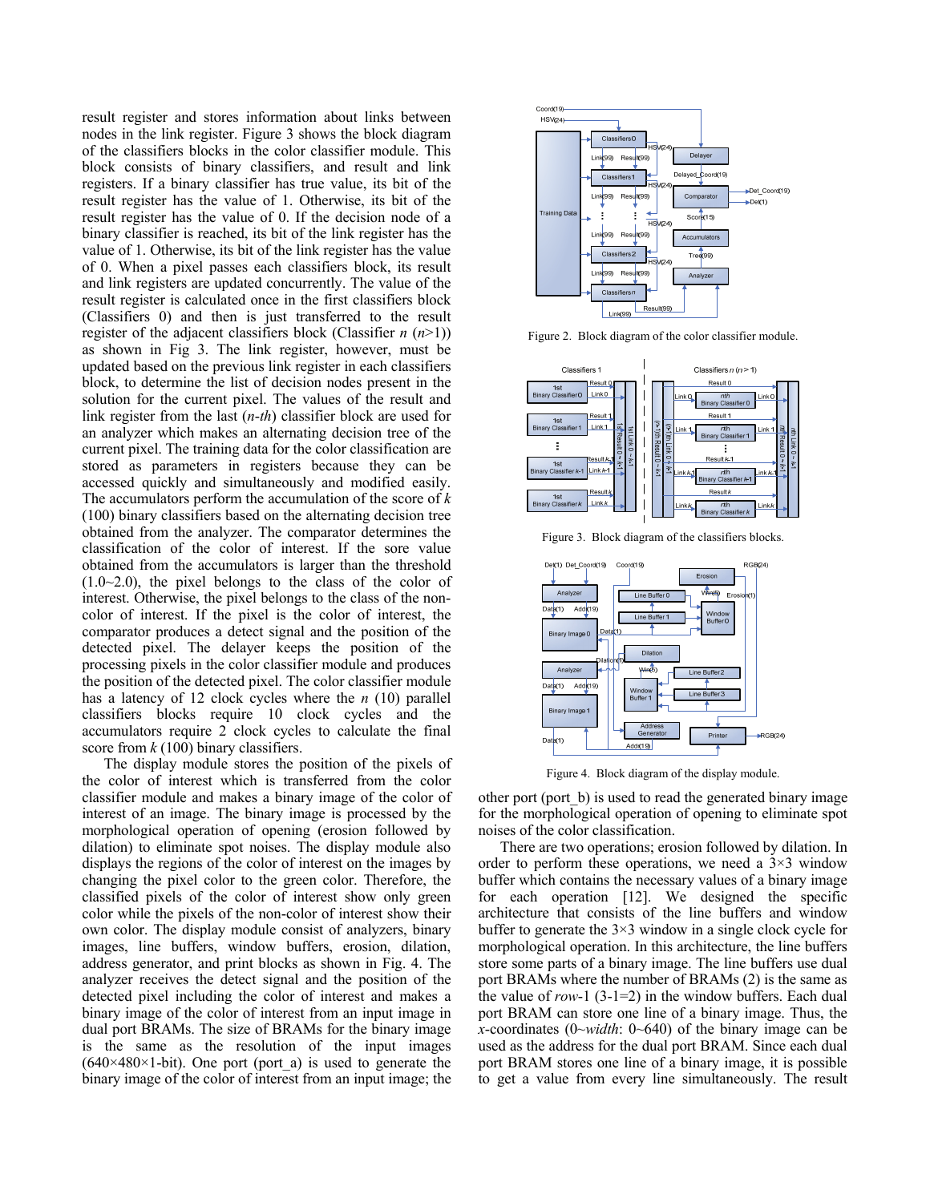result register and stores information about links between nodes in the link register. Figure 3 shows the block diagram of the classifiers blocks in the color classifier module. This block consists of binary classifiers, and result and link registers. If a binary classifier has true value, its bit of the result register has the value of 1. Otherwise, its bit of the result register has the value of 0. If the decision node of a binary classifier is reached, its bit of the link register has the value of 1. Otherwise, its bit of the link register has the value of 0. When a pixel passes each classifiers block, its result and link registers are updated concurrently. The value of the result register is calculated once in the first classifiers block (Classifiers 0) and then is just transferred to the result register of the adjacent classifiers block (Classifier *n* (*n*>1)) as shown in Fig 3. The link register, however, must be updated based on the previous link register in each classifiers block, to determine the list of decision nodes present in the solution for the current pixel. The values of the result and link register from the last (*n-th*) classifier block are used for an analyzer which makes an alternating decision tree of the current pixel. The training data for the color classification are stored as parameters in registers because they can be accessed quickly and simultaneously and modified easily. The accumulators perform the accumulation of the score of *k* (100) binary classifiers based on the alternating decision tree obtained from the analyzer. The comparator determines the classification of the color of interest. If the sore value obtained from the accumulators is larger than the threshold (1.0~2.0), the pixel belongs to the class of the color of interest. Otherwise, the pixel belongs to the class of the non-color of interest. If the pixel is the color of interest, the comparator produces a detect signal and the position of the detected pixel. The delayer keeps the position of the processing pixels in the color classifier module and produces the position of the detected pixel. The color classifier module has a latency of 12 clock cycles where the *n* (10) parallel classifiers blocks require 10 clock cycles and the accumulators require 2 clock cycles to calculate the final score from *k* (100) binary classifiers.

The display module stores the position of the pixels of the color of interest which is transferred from the color classifier module and makes a binary image of the color of interest of an image. The binary image is processed by the morphological operation of opening (erosion followed by dilation) to eliminate spot noises. The display module also displays the regions of the color of interest on the images by changing the pixel color to the green color. Therefore, the classified pixels of the color of interest show only green color while the pixels of the non-color of interest show their own color. The display module consist of analyzers, binary images, line buffers, window buffers, erosion, dilation, address generator, and print blocks as shown in Fig. 4. The analyzer receives the detect signal and the position of the detected pixel including the color of interest and makes a binary image of the color of interest from an input image in dual port BRAMs. The size of BRAMs for the binary image is the same as the resolution of the input images (640×480×1-bit). One port (port_a) is used to generate the binary image of the color of interest from an input image; the other port (port_b) is used to read the generated binary image for the morphological operation of opening to eliminate spot noises of the color classification.

Figure 2. Block diagram of the color classifier module.

Figure 3. Block diagram of the classifiers blocks.

Figure 4. Block diagram of the display module.

There are two operations; erosion followed by dilation. In order to perform these operations, we need a 3×3 window buffer which contains the necessary values of a binary image for each operation [12]. We designed the specific architecture that consists of the line buffers and window buffer to generate the 3×3 window in a single clock cycle for morphological operation. In this architecture, the line buffers store some parts of a binary image. The line buffers use dual port BRAMs where the number of BRAMs (2) is the same as the value of *row*-1 (3-1=2) in the window buffers. Each dual port BRAM can store one line of a binary image. Thus, the *x*-coordinates (0~*width*: 0~640) of the binary image can be used as the address for the dual port BRAM. Since each dual port BRAM stores one line of a binary image, it is possible to get a value from every line simultaneously. The result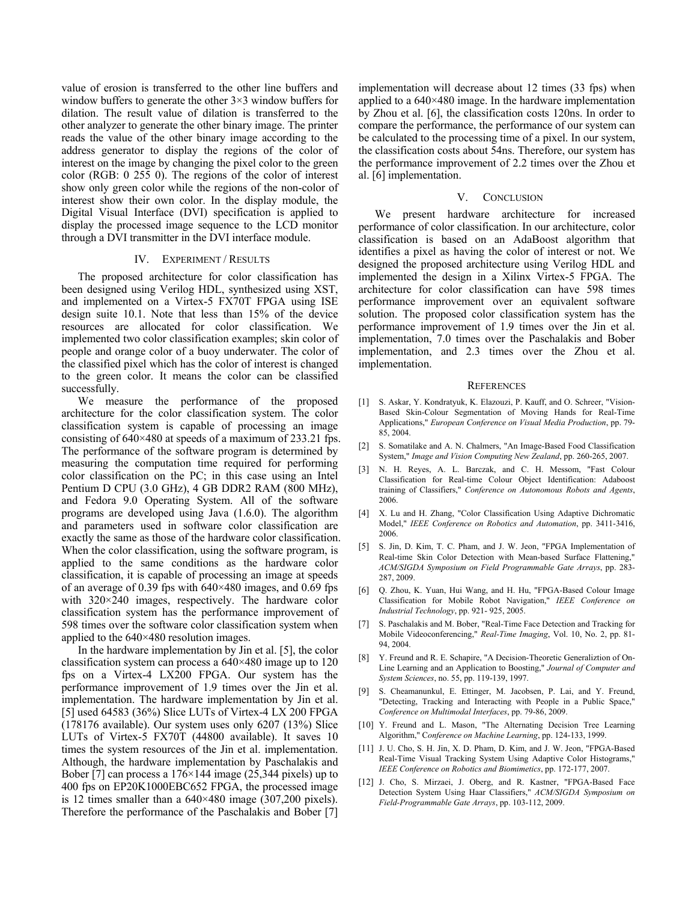value of erosion is transferred to the other line buffers and window buffers to generate the other 3×3 window buffers for dilation. The result value of dilation is transferred to the other analyzer to generate the other binary image. The printer reads the value of the other binary image according to the address generator to display the regions of the color of interest on the image by changing the pixel color to the green color (RGB: 0 255 0). The regions of the color of interest show only green color while the regions of the non-color of interest show their own color. In the display module, the Digital Visual Interface (DVI) specification is applied to display the processed image sequence to the LCD monitor through a DVI transmitter in the DVI interface module.

## IV. Experiment / Results

The proposed architecture for color classification has been designed using Verilog HDL, synthesized using XST, and implemented on a Virtex-5 FX70T FPGA using ISE design suite 10.1. Note that less than 15% of the device resources are allocated for color classification. We implemented two color classification examples; skin color of people and orange color of a buoy underwater. The color of the classified pixel which has the color of interest is changed to the green color. It means the color can be classified successfully.

We measure the performance of the proposed architecture for the color classification system. The color classification system is capable of processing an image consisting of 640×480 at speeds of a maximum of 233.21 fps. The performance of the software program is determined by measuring the computation time required for performing color classification on the PC; in this case using an Intel Pentium D CPU (3.0 GHz), 4 GB DDR2 RAM (800 MHz), and Fedora 9.0 Operating System. All of the software programs are developed using Java (1.6.0). The algorithm and parameters used in software color classification are exactly the same as those of the hardware color classification. When the color classification, using the software program, is applied to the same conditions as the hardware color classification, it is capable of processing an image at speeds of an average of 0.39 fps with 640×480 images, and 0.69 fps with 320×240 images, respectively. The hardware color classification system has the performance improvement of 598 times over the software color classification system when applied to the 640×480 resolution images.

In the hardware implementation by Jin et al. [5], the color classification system can process a 640×480 image up to 120 fps on a Virtex-4 LX200 FPGA. Our system has the performance improvement of 1.9 times over the Jin et al. implementation. The hardware implementation by Jin et al. [5] used 64583 (36%) Slice LUTs of Virtex-4 LX 200 FPGA (178176 available). Our system uses only 6207 (13%) Slice LUTs of Virtex-5 FX70T (44800 available). It saves 10 times the system resources of the Jin et al. implementation. Although, the hardware implementation by Paschalakis and Bober [7] can process a 176×144 image (25,344 pixels) up to 400 fps on EP20K1000EBC652 FPGA, the processed image is 12 times smaller than a 640×480 image (307,200 pixels). Therefore the performance of the Paschalakis and Bober [7] implementation will decrease about 12 times (33 fps) when applied to a 640×480 image. In the hardware implementation by Zhou et al. [6], the classification costs 120ns. In order to compare the performance, the performance of our system can be calculated to the processing time of a pixel. In our system, the classification costs about 54ns. Therefore, our system has the performance improvement of 2.2 times over the Zhou et al. [6] implementation.

## V. Conclusion

We present hardware architecture for increased performance of color classification. In our architecture, color classification is based on an AdaBoost algorithm that identifies a pixel as having the color of interest or not. We designed the proposed architecture using Verilog HDL and implemented the design in a Xilinx Virtex-5 FPGA. The architecture for color classification can have 598 times performance improvement over an equivalent software solution. The proposed color classification system has the performance improvement of 1.9 times over the Jin et al. implementation, 7.0 times over the Paschalakis and Bober implementation, and 2.3 times over the Zhou et al. implementation.

## References

[1] S. Askar, Y. Kondratyuk, K. Elazouzi, P. Kauff, and O. Schreer, "Vision-Based Skin-Colour Segmentation of Moving Hands for Real-Time Applications," *European Conference on Visual Media Production*, pp. 79-85, 2004.

[2] S. Somatilake and A. N. Chalmers, "An Image-Based Food Classification System," *Image and Vision Computing New Zealand*, pp. 260-265, 2007.

[3] N. H. Reyes, A. L. Barczak, and C. H. Messom, "Fast Colour Classification for Real-time Colour Object Identification: Adaboost training of Classifiers," *Conference on Autonomous Robots and Agents*, 2006.

[4] X. Lu and H. Zhang, "Color Classification Using Adaptive Dichromatic Model," *IEEE Conference on Robotics and Automation*, pp. 3411-3416, 2006.

[5] S. Jin, D. Kim, T. C. Pham, and J. W. Jeon, "FPGA Implementation of Real-time Skin Color Detection with Mean-based Surface Flattening," *ACM/SIGDA Symposium on Field Programmable Gate Arrays*, pp. 283-287, 2009.

[6] Q. Zhou, K. Yuan, Hui Wang, and H. Hu, "FPGA-Based Colour Image Classification for Mobile Robot Navigation," *IEEE Conference on Industrial Technology*, pp. 921- 925, 2005.

[7] S. Paschalakis and M. Bober, "Real-Time Face Detection and Tracking for Mobile Videoconferencing," *Real-Time Imaging*, Vol. 10, No. 2, pp. 81-94, 2004.

[8] Y. Freund and R. E. Schapire, "A Decision-Theoretic Generaliztion of On-Line Learning and an Application to Boosting," *Journal of Computer and System Sciences*, no. 55, pp. 119-139, 1997.

[9] S. Cheamanunkul, E. Ettinger, M. Jacobsen, P. Lai, and Y. Freund, "Detecting, Tracking and Interacting with People in a Public Space," *Conference on Multimodal Interfaces*, pp. 79-86, 2009.

[10] Y. Freund and L. Mason, "The Alternating Decision Tree Learning Algorithm," *Conference on Machine Learning*, pp. 124-133, 1999.

[11] J. U. Cho, S. H. Jin, X. D. Pham, D. Kim, and J. W. Jeon, "FPGA-Based Real-Time Visual Tracking System Using Adaptive Color Histograms," *IEEE Conference on Robotics and Biomimetics*, pp. 172-177, 2007.

[12] J. Cho, S. Mirzaei, J. Oberg, and R. Kastner, "FPGA-Based Face Detection System Using Haar Classifiers," *ACM/SIGDA Symposium on Field-Programmable Gate Arrays*, pp. 103-112, 2009.